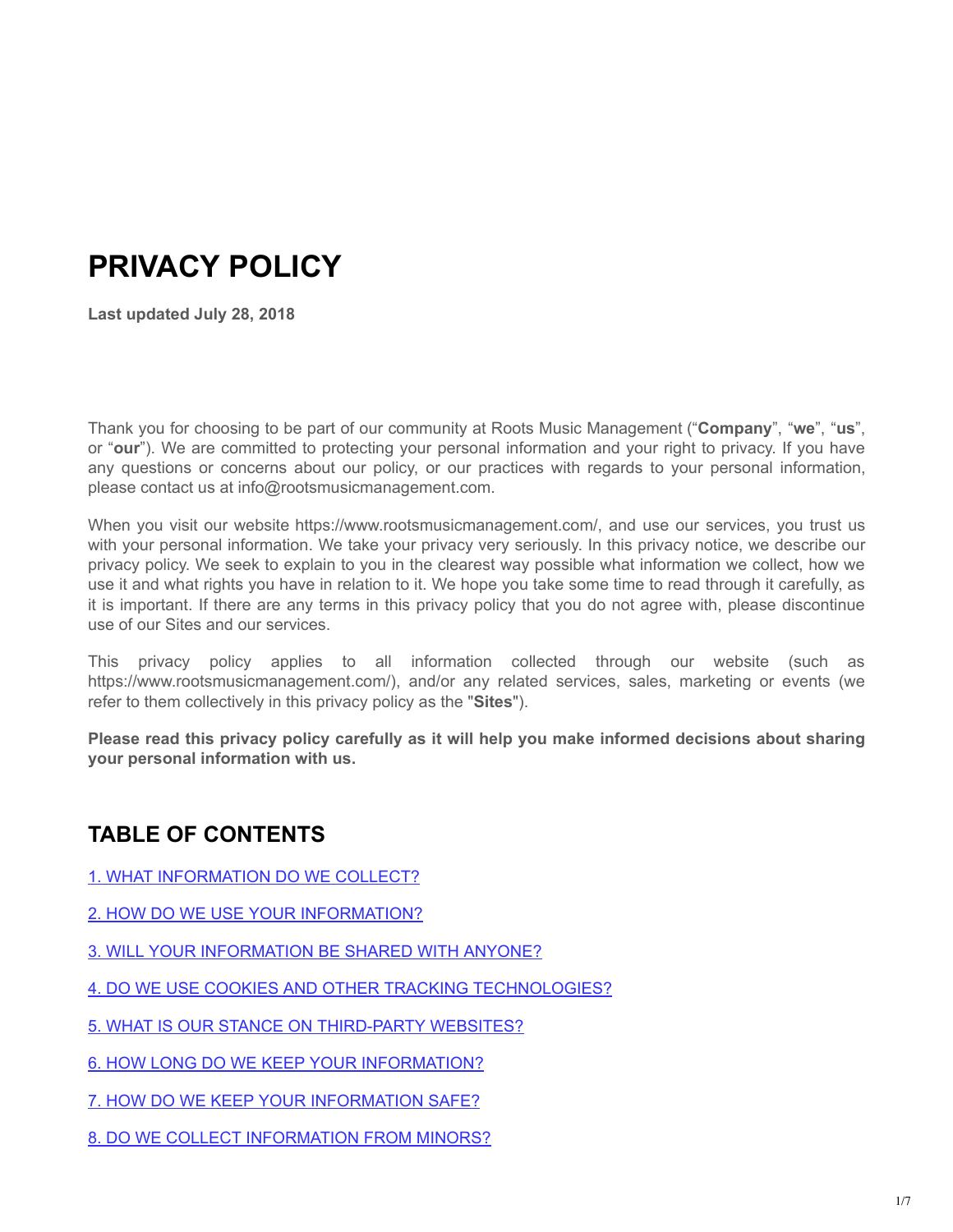# PRIVACY POLICY

**Last updated July 28, 2018**

Thank you for choosing to be part of our community at Roots Music Management (“**Company**”, “**we**”, “**us**”, or “**our**”). We are committed to protecting your personal information and your right to privacy. If you have any questions or concerns about our policy, or our practices with regards to your personal information, please contact us at info@rootsmusicmanagement.com.

When you visit our website https://www.rootsmusicmanagement.com/, and use our services, you trust us with your personal information. We take your privacy very seriously. In this privacy notice, we describe our privacy policy. We seek to explain to you in the clearest way possible what information we collect, how we use it and what rights you have in relation to it. We hope you take some time to read through it carefully, as it is important. If there are any terms in this privacy policy that you do not agree with, please discontinue use of our Sites and our services.

This privacy policy applies to all information collected through our website (such as https://www.rootsmusicmanagement.com/), and/or any related services, sales, marketing or events (we refer to them collectively in this privacy policy as the "**Sites**").

**Please read this privacy policy carefully as it will help you make informed decisions about sharing your personal information with us.**

## TABLE OF CONTENTS

1. WHAT INFORMATION DO WE COLLECT?

2. HOW DO WE USE YOUR INFORMATION?

3. WILL YOUR INFORMATION BE SHARED WITH ANYONE?

4. DO WE USE COOKIES AND OTHER TRACKING TECHNOLOGIES?

5. WHAT IS OUR STANCE ON THIRD-PARTY WEBSITES?

6. HOW LONG DO WE KEEP YOUR INFORMATION?

7. HOW DO WE KEEP YOUR INFORMATION SAFE?

8. DO WE COLLECT INFORMATION FROM MINORS?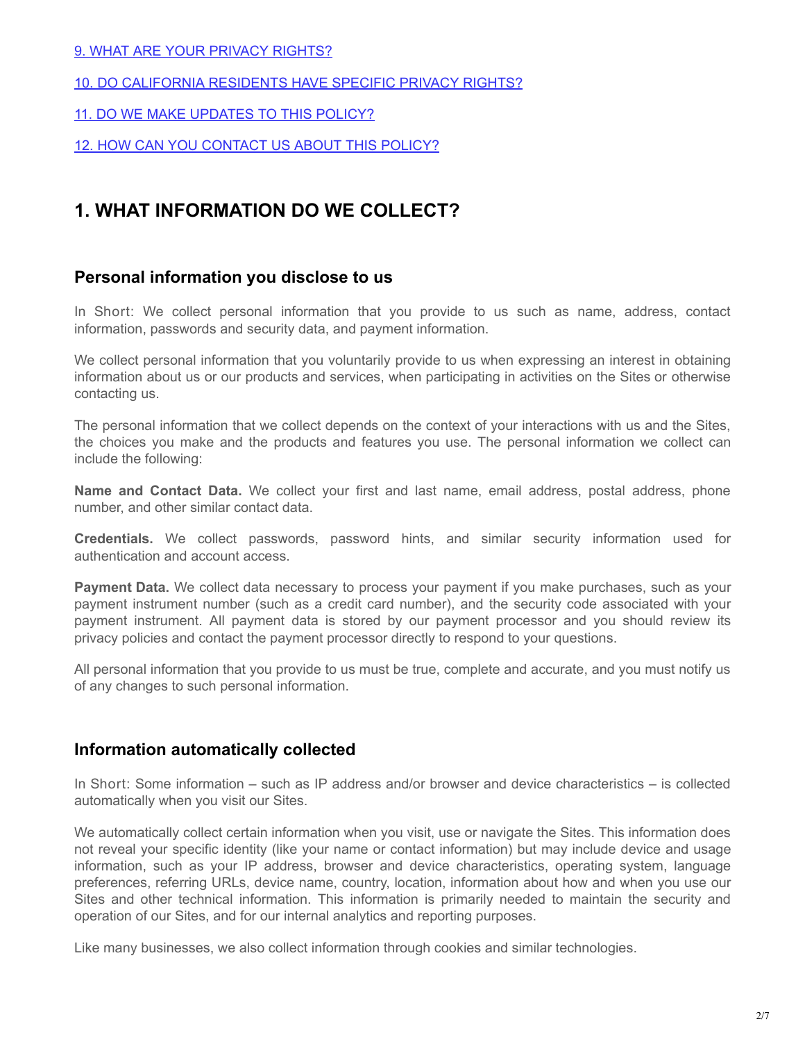[9. WHAT ARE YOUR PRIVACY RIGHTS?]

[10. DO CALIFORNIA RESIDENTS HAVE SPECIFIC PRIVACY RIGHTS?]

[11. DO WE MAKE UPDATES TO THIS POLICY?]

[12. HOW CAN YOU CONTACT US ABOUT THIS POLICY?]

## 1. WHAT INFORMATION DO WE COLLECT?

### Personal information you disclose to us

In Short: We collect personal information that you provide to us such as name, address, contact information, passwords and security data, and payment information.

We collect personal information that you voluntarily provide to us when expressing an interest in obtaining information about us or our products and services, when participating in activities on the Sites or otherwise contacting us.

The personal information that we collect depends on the context of your interactions with us and the Sites, the choices you make and the products and features you use. The personal information we collect can include the following:

**Name and Contact Data.** We collect your first and last name, email address, postal address, phone number, and other similar contact data.

**Credentials.** We collect passwords, password hints, and similar security information used for authentication and account access.

**Payment Data.** We collect data necessary to process your payment if you make purchases, such as your payment instrument number (such as a credit card number), and the security code associated with your payment instrument. All payment data is stored by our payment processor and you should review its privacy policies and contact the payment processor directly to respond to your questions.

All personal information that you provide to us must be true, complete and accurate, and you must notify us of any changes to such personal information.

### Information automatically collected

In Short: Some information – such as IP address and/or browser and device characteristics – is collected automatically when you visit our Sites.

We automatically collect certain information when you visit, use or navigate the Sites. This information does not reveal your specific identity (like your name or contact information) but may include device and usage information, such as your IP address, browser and device characteristics, operating system, language preferences, referring URLs, device name, country, location, information about how and when you use our Sites and other technical information. This information is primarily needed to maintain the security and operation of our Sites, and for our internal analytics and reporting purposes.

Like many businesses, we also collect information through cookies and similar technologies.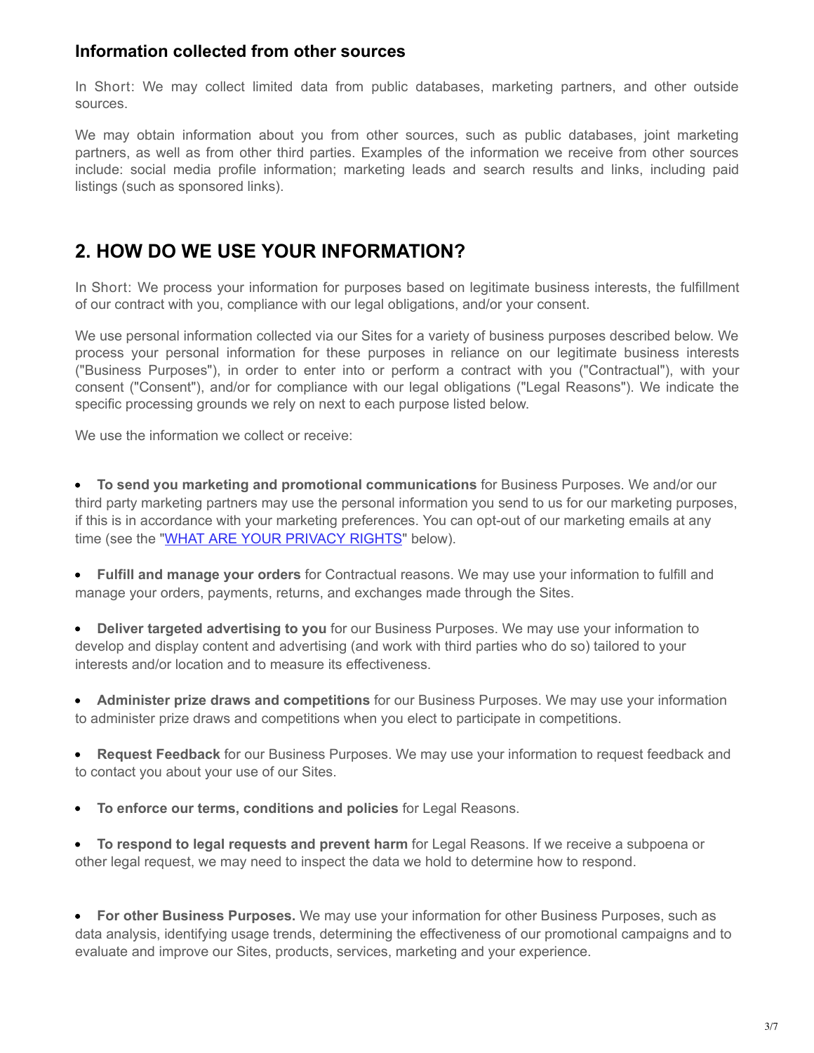### Information collected from other sources

In Short: We may collect limited data from public databases, marketing partners, and other outside sources.

We may obtain information about you from other sources, such as public databases, joint marketing partners, as well as from other third parties. Examples of the information we receive from other sources include: social media profile information; marketing leads and search results and links, including paid listings (such as sponsored links).

## 2. HOW DO WE USE YOUR INFORMATION?

In Short: We process your information for purposes based on legitimate business interests, the fulfillment of our contract with you, compliance with our legal obligations, and/or your consent.

We use personal information collected via our Sites for a variety of business purposes described below. We process your personal information for these purposes in reliance on our legitimate business interests ("Business Purposes"), in order to enter into or perform a contract with you ("Contractual"), with your consent ("Consent"), and/or for compliance with our legal obligations ("Legal Reasons"). We indicate the specific processing grounds we rely on next to each purpose listed below.

We use the information we collect or receive:

- **To send you marketing and promotional communications** for Business Purposes. We and/or our third party marketing partners may use the personal information you send to us for our marketing purposes, if this is in accordance with your marketing preferences. You can opt-out of our marketing emails at any time (see the "WHAT ARE YOUR PRIVACY RIGHTS" below).

- **Fulfill and manage your orders** for Contractual reasons. We may use your information to fulfill and manage your orders, payments, returns, and exchanges made through the Sites.

- **Deliver targeted advertising to you** for our Business Purposes. We may use your information to develop and display content and advertising (and work with third parties who do so) tailored to your interests and/or location and to measure its effectiveness.

- **Administer prize draws and competitions** for our Business Purposes. We may use your information to administer prize draws and competitions when you elect to participate in competitions.

- **Request Feedback** for our Business Purposes. We may use your information to request feedback and to contact you about your use of our Sites.

- **To enforce our terms, conditions and policies** for Legal Reasons.

- **To respond to legal requests and prevent harm** for Legal Reasons. If we receive a subpoena or other legal request, we may need to inspect the data we hold to determine how to respond.

- **For other Business Purposes.** We may use your information for other Business Purposes, such as data analysis, identifying usage trends, determining the effectiveness of our promotional campaigns and to evaluate and improve our Sites, products, services, marketing and your experience.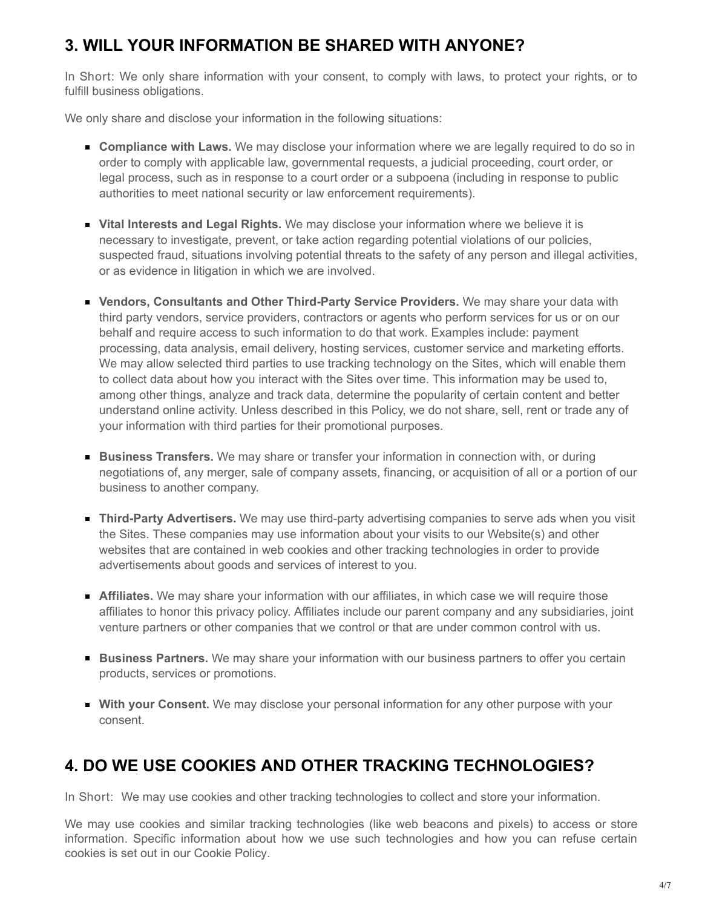## 3. WILL YOUR INFORMATION BE SHARED WITH ANYONE?

In Short: We only share information with your consent, to comply with laws, to protect your rights, or to fulfill business obligations.

We only share and disclose your information in the following situations:

- **Compliance with Laws.** We may disclose your information where we are legally required to do so in order to comply with applicable law, governmental requests, a judicial proceeding, court order, or legal process, such as in response to a court order or a subpoena (including in response to public authorities to meet national security or law enforcement requirements).
- **Vital Interests and Legal Rights.** We may disclose your information where we believe it is necessary to investigate, prevent, or take action regarding potential violations of our policies, suspected fraud, situations involving potential threats to the safety of any person and illegal activities, or as evidence in litigation in which we are involved.
- **Vendors, Consultants and Other Third-Party Service Providers.** We may share your data with third party vendors, service providers, contractors or agents who perform services for us or on our behalf and require access to such information to do that work. Examples include: payment processing, data analysis, email delivery, hosting services, customer service and marketing efforts. We may allow selected third parties to use tracking technology on the Sites, which will enable them to collect data about how you interact with the Sites over time. This information may be used to, among other things, analyze and track data, determine the popularity of certain content and better understand online activity. Unless described in this Policy, we do not share, sell, rent or trade any of your information with third parties for their promotional purposes.
- **Business Transfers.** We may share or transfer your information in connection with, or during negotiations of, any merger, sale of company assets, financing, or acquisition of all or a portion of our business to another company.
- **Third-Party Advertisers.** We may use third-party advertising companies to serve ads when you visit the Sites. These companies may use information about your visits to our Website(s) and other websites that are contained in web cookies and other tracking technologies in order to provide advertisements about goods and services of interest to you.
- **Affiliates.** We may share your information with our affiliates, in which case we will require those affiliates to honor this privacy policy. Affiliates include our parent company and any subsidiaries, joint venture partners or other companies that we control or that are under common control with us.
- **Business Partners.** We may share your information with our business partners to offer you certain products, services or promotions.
- **With your Consent.** We may disclose your personal information for any other purpose with your consent.

## 4. DO WE USE COOKIES AND OTHER TRACKING TECHNOLOGIES?

In Short: We may use cookies and other tracking technologies to collect and store your information.

We may use cookies and similar tracking technologies (like web beacons and pixels) to access or store information. Specific information about how we use such technologies and how you can refuse certain cookies is set out in our Cookie Policy.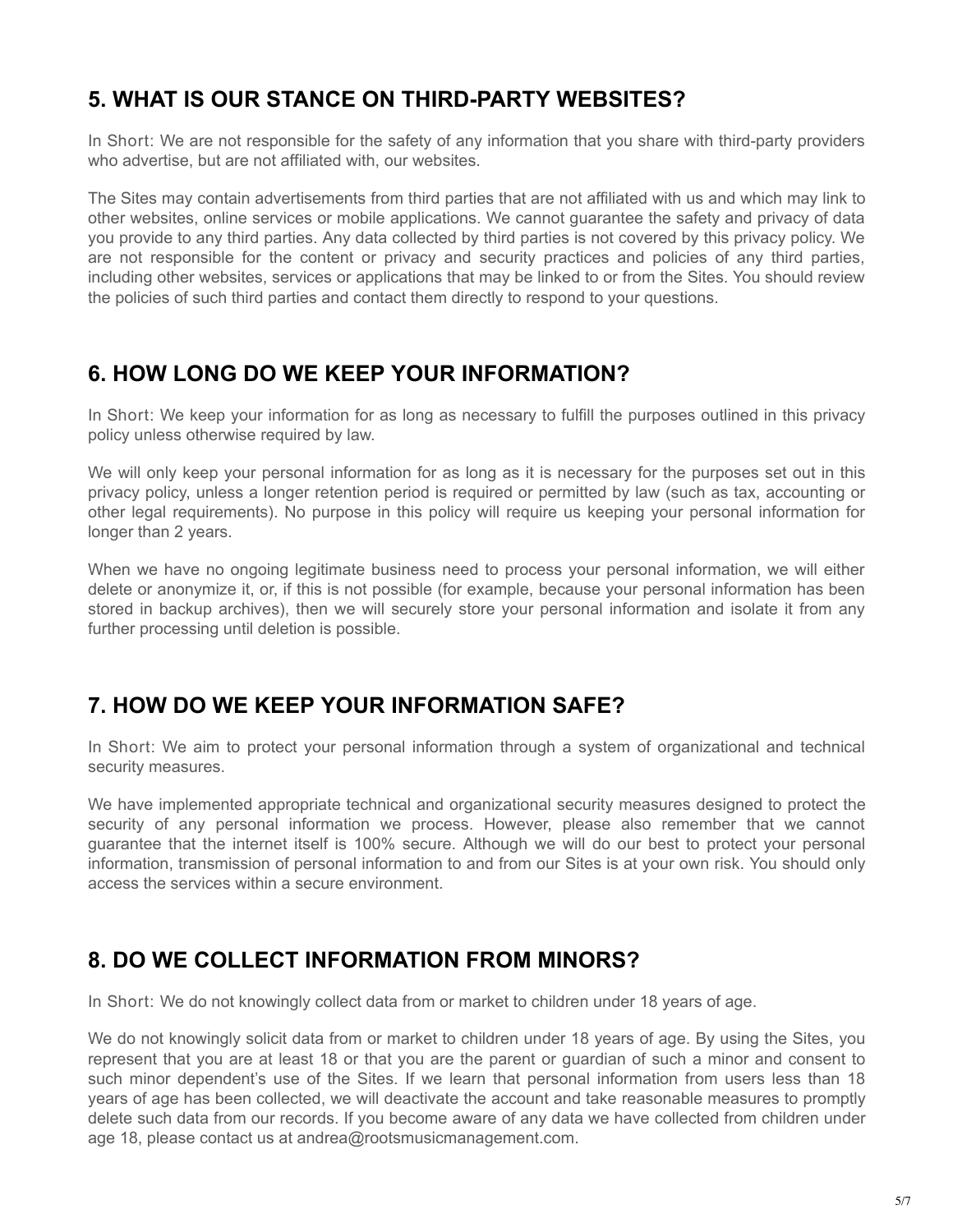## 5. WHAT IS OUR STANCE ON THIRD-PARTY WEBSITES?

In Short: We are not responsible for the safety of any information that you share with third-party providers who advertise, but are not affiliated with, our websites.

The Sites may contain advertisements from third parties that are not affiliated with us and which may link to other websites, online services or mobile applications. We cannot guarantee the safety and privacy of data you provide to any third parties. Any data collected by third parties is not covered by this privacy policy. We are not responsible for the content or privacy and security practices and policies of any third parties, including other websites, services or applications that may be linked to or from the Sites. You should review the policies of such third parties and contact them directly to respond to your questions.

## 6. HOW LONG DO WE KEEP YOUR INFORMATION?

In Short: We keep your information for as long as necessary to fulfill the purposes outlined in this privacy policy unless otherwise required by law.

We will only keep your personal information for as long as it is necessary for the purposes set out in this privacy policy, unless a longer retention period is required or permitted by law (such as tax, accounting or other legal requirements). No purpose in this policy will require us keeping your personal information for longer than 2 years.

When we have no ongoing legitimate business need to process your personal information, we will either delete or anonymize it, or, if this is not possible (for example, because your personal information has been stored in backup archives), then we will securely store your personal information and isolate it from any further processing until deletion is possible.

## 7. HOW DO WE KEEP YOUR INFORMATION SAFE?

In Short: We aim to protect your personal information through a system of organizational and technical security measures.

We have implemented appropriate technical and organizational security measures designed to protect the security of any personal information we process. However, please also remember that we cannot guarantee that the internet itself is 100% secure. Although we will do our best to protect your personal information, transmission of personal information to and from our Sites is at your own risk. You should only access the services within a secure environment.

## 8. DO WE COLLECT INFORMATION FROM MINORS?

In Short: We do not knowingly collect data from or market to children under 18 years of age.

We do not knowingly solicit data from or market to children under 18 years of age. By using the Sites, you represent that you are at least 18 or that you are the parent or guardian of such a minor and consent to such minor dependent's use of the Sites. If we learn that personal information from users less than 18 years of age has been collected, we will deactivate the account and take reasonable measures to promptly delete such data from our records. If you become aware of any data we have collected from children under age 18, please contact us at andrea@rootsmusicmanagement.com.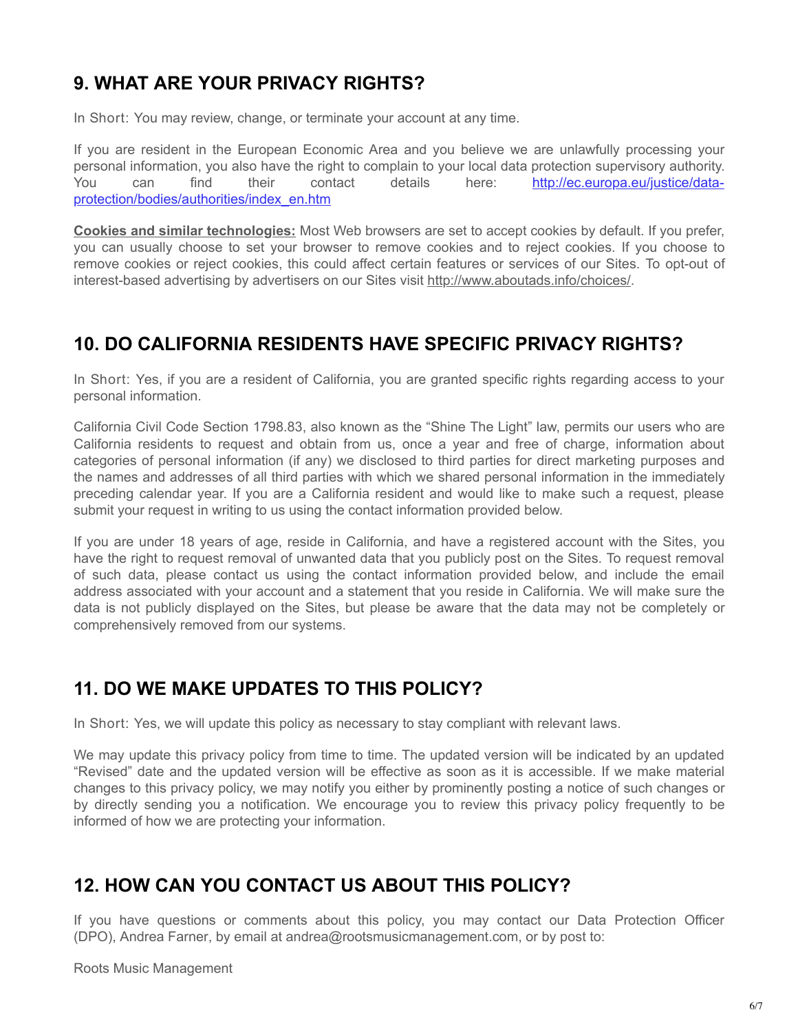## 9. WHAT ARE YOUR PRIVACY RIGHTS?

In Short: You may review, change, or terminate your account at any time.

If you are resident in the European Economic Area and you believe we are unlawfully processing your personal information, you also have the right to complain to your local data protection supervisory authority. You can find their contact details here: [http://ec.europa.eu/justice/data-protection/bodies/authorities/index_en.htm](http://ec.europa.eu/justice/data-protection/bodies/authorities/index_en.htm)

**Cookies and similar technologies:** Most Web browsers are set to accept cookies by default. If you prefer, you can usually choose to set your browser to remove cookies and to reject cookies. If you choose to remove cookies or reject cookies, this could affect certain features or services of our Sites. To opt-out of interest-based advertising by advertisers on our Sites visit http://www.aboutads.info/choices/.

## 10. DO CALIFORNIA RESIDENTS HAVE SPECIFIC PRIVACY RIGHTS?

In Short: Yes, if you are a resident of California, you are granted specific rights regarding access to your personal information.

California Civil Code Section 1798.83, also known as the "Shine The Light" law, permits our users who are California residents to request and obtain from us, once a year and free of charge, information about categories of personal information (if any) we disclosed to third parties for direct marketing purposes and the names and addresses of all third parties with which we shared personal information in the immediately preceding calendar year. If you are a California resident and would like to make such a request, please submit your request in writing to us using the contact information provided below.

If you are under 18 years of age, reside in California, and have a registered account with the Sites, you have the right to request removal of unwanted data that you publicly post on the Sites. To request removal of such data, please contact us using the contact information provided below, and include the email address associated with your account and a statement that you reside in California. We will make sure the data is not publicly displayed on the Sites, but please be aware that the data may not be completely or comprehensively removed from our systems.

## 11. DO WE MAKE UPDATES TO THIS POLICY?

In Short: Yes, we will update this policy as necessary to stay compliant with relevant laws.

We may update this privacy policy from time to time. The updated version will be indicated by an updated "Revised" date and the updated version will be effective as soon as it is accessible. If we make material changes to this privacy policy, we may notify you either by prominently posting a notice of such changes or by directly sending you a notification. We encourage you to review this privacy policy frequently to be informed of how we are protecting your information.

## 12. HOW CAN YOU CONTACT US ABOUT THIS POLICY?

If you have questions or comments about this policy, you may contact our Data Protection Officer (DPO), Andrea Farner, by email at andrea@rootsmusicmanagement.com, or by post to:

Roots Music Management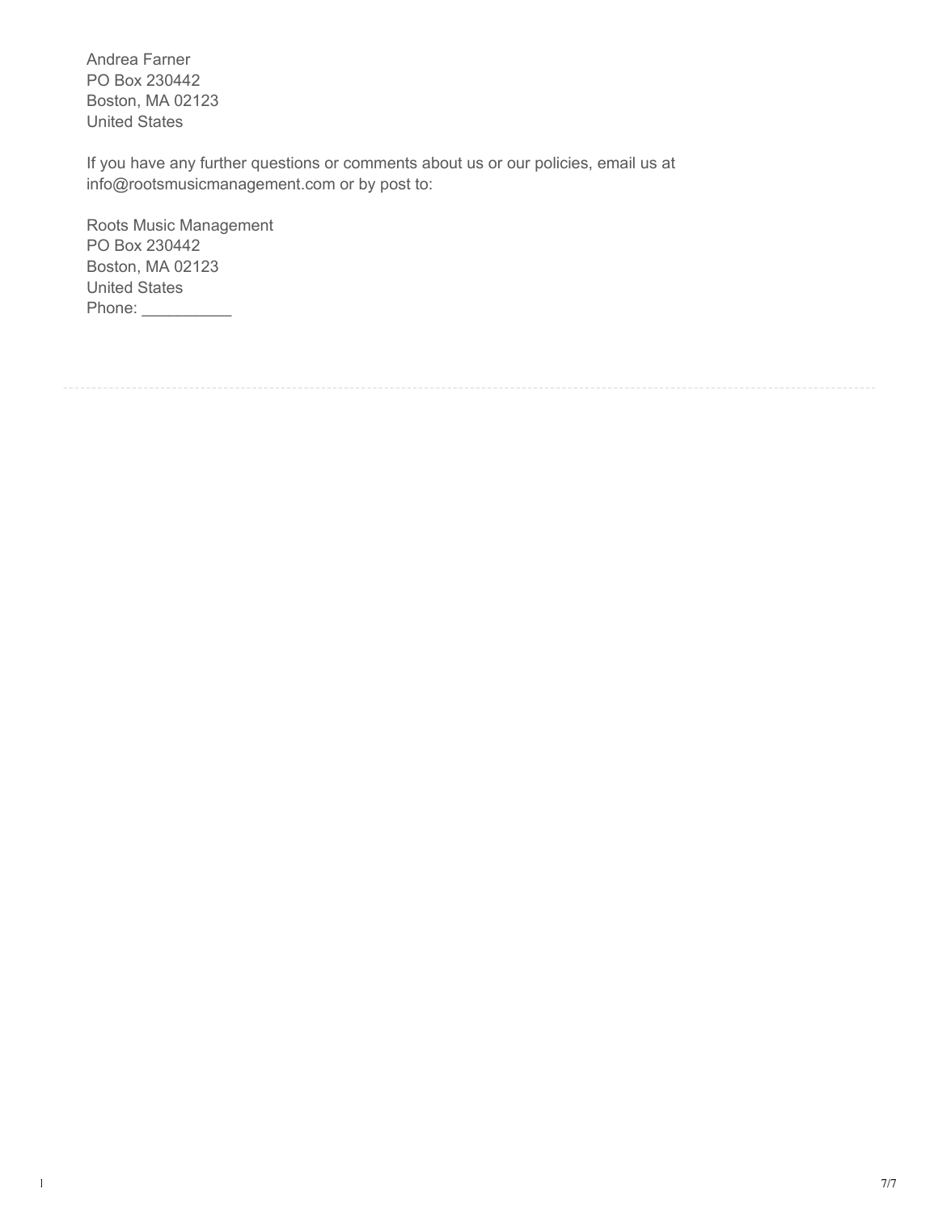Andrea Farner
PO Box 230442
Boston, MA 02123
United States

If you have any further questions or comments about us or our policies, email us at info@rootsmusicmanagement.com or by post to:

Roots Music Management
PO Box 230442
Boston, MA 02123
United States
Phone: __________